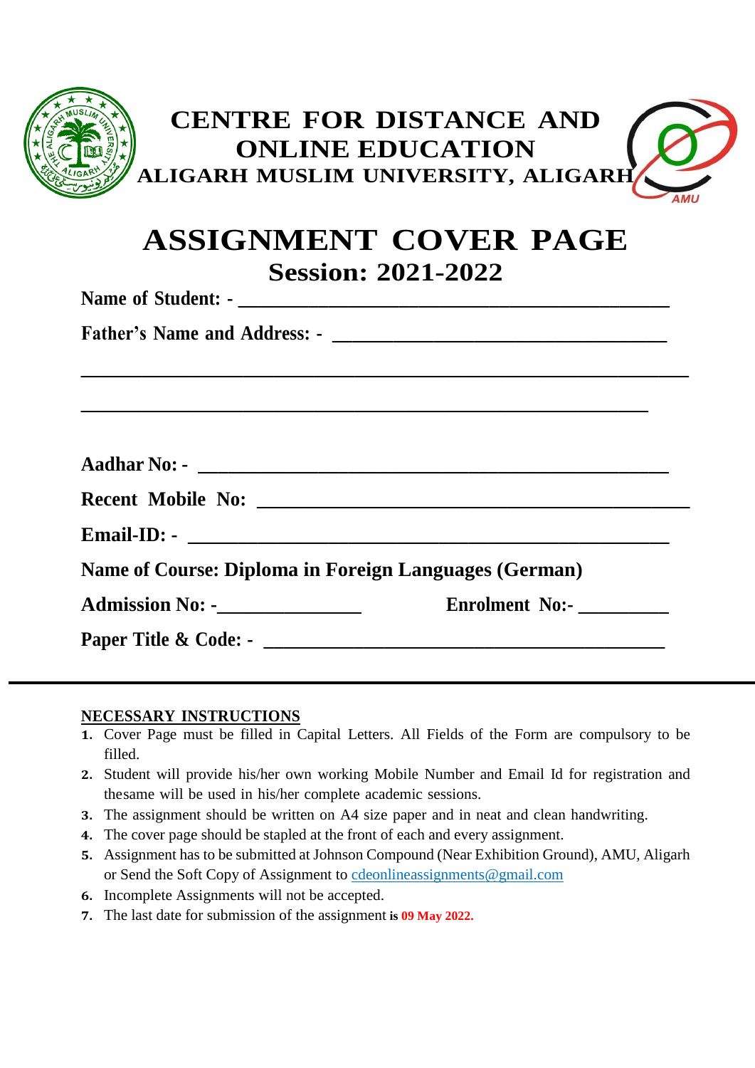# CENTRE FOR DISTANCE AND ONLINE EDUCATION

## ALIGARH MUSLIM UNIVERSITY, ALIGARH

# ASSIGNMENT COVER PAGE

## Session: 2021-2022

**Name of Student: -** ____________________________________________

**Father's Name and Address: -** ____________________________________

______________________________________________________________

__________________________________________________________

**Aadhar No: -** ________________________________________________

**Recent Mobile No:** ____________________________________________

**Email-ID: -** __________________________________________________

**Name of Course: Diploma in Foreign Languages (German)**

**Admission No: -**_______________ **Enrolment No:-** __________

**Paper Title & Code: -** __________________________________________

---

**NECESSARY INSTRUCTIONS**

1. Cover Page must be filled in Capital Letters. All Fields of the Form are compulsory to be filled.
2. Student will provide his/her own working Mobile Number and Email Id for registration and thesame will be used in his/her complete academic sessions.
3. The assignment should be written on A4 size paper and in neat and clean handwriting.
4. The cover page should be stapled at the front of each and every assignment.
5. Assignment has to be submitted at Johnson Compound (Near Exhibition Ground), AMU, Aligarh or Send the Soft Copy of Assignment to cdeonlineassignments@gmail.com
6. Incomplete Assignments will not be accepted.
7. The last date for submission of the assignment **is 09 May 2022.**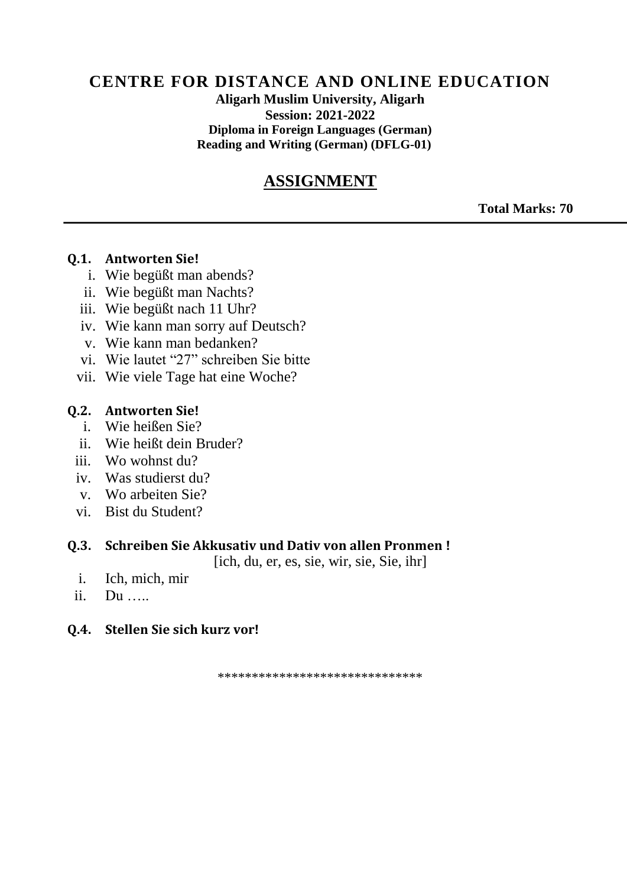# CENTRE FOR DISTANCE AND ONLINE EDUCATION

**Aligarh Muslim University, Aligarh**

**Session: 2021-2022**

**Diploma in Foreign Languages (German)**

**Reading and Writing (German) (DFLG-01)**

## ASSIGNMENT

**Total Marks: 70**

---

**Q.1. Antworten Sie!**

i. Wie begüßt man abends?
ii. Wie begüßt man Nachts?
iii. Wie begüßt nach 11 Uhr?
iv. Wie kann man sorry auf Deutsch?
v. Wie kann man bedanken?
vi. Wie lautet "27" schreiben Sie bitte
vii. Wie viele Tage hat eine Woche?

**Q.2. Antworten Sie!**

i. Wie heißen Sie?
ii. Wie heißt dein Bruder?
iii. Wo wohnst du?
iv. Was studierst du?
v. Wo arbeiten Sie?
vi. Bist du Student?

**Q.3. Schreiben Sie Akkusativ und Dativ von allen Pronmen !**

[ich, du, er, es, sie, wir, sie, Sie, ihr]

i. Ich, mich, mir
ii. Du …..

**Q.4. Stellen Sie sich kurz vor!**

*****************************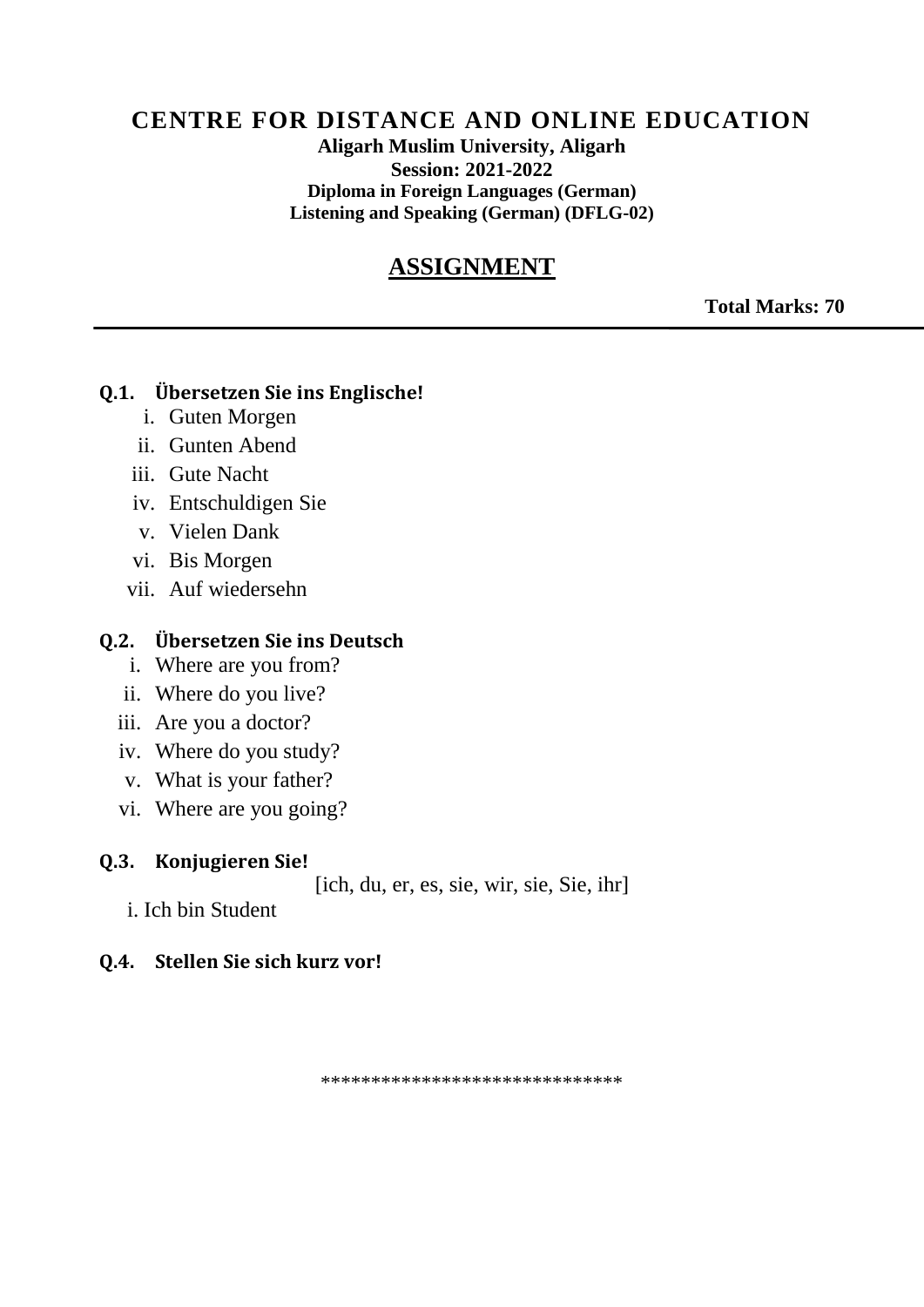# CENTRE FOR DISTANCE AND ONLINE EDUCATION

**Aligarh Muslim University, Aligarh**

**Session: 2021-2022**

**Diploma in Foreign Languages (German)**

**Listening and Speaking (German) (DFLG-02)**

## ASSIGNMENT

**Total Marks: 70**

---

**Q.1. Übersetzen Sie ins Englische!**

i. Guten Morgen
ii. Gunten Abend
iii. Gute Nacht
iv. Entschuldigen Sie
v. Vielen Dank
vi. Bis Morgen
vii. Auf wiedersehn

**Q.2. Übersetzen Sie ins Deutsch**

i. Where are you from?
ii. Where do you live?
iii. Are you a doctor?
iv. Where do you study?
v. What is your father?
vi. Where are you going?

**Q.3. Konjugieren Sie!**

[ich, du, er, es, sie, wir, sie, Sie, ihr]

i. Ich bin Student

**Q.4. Stellen Sie sich kurz vor!**

*****************************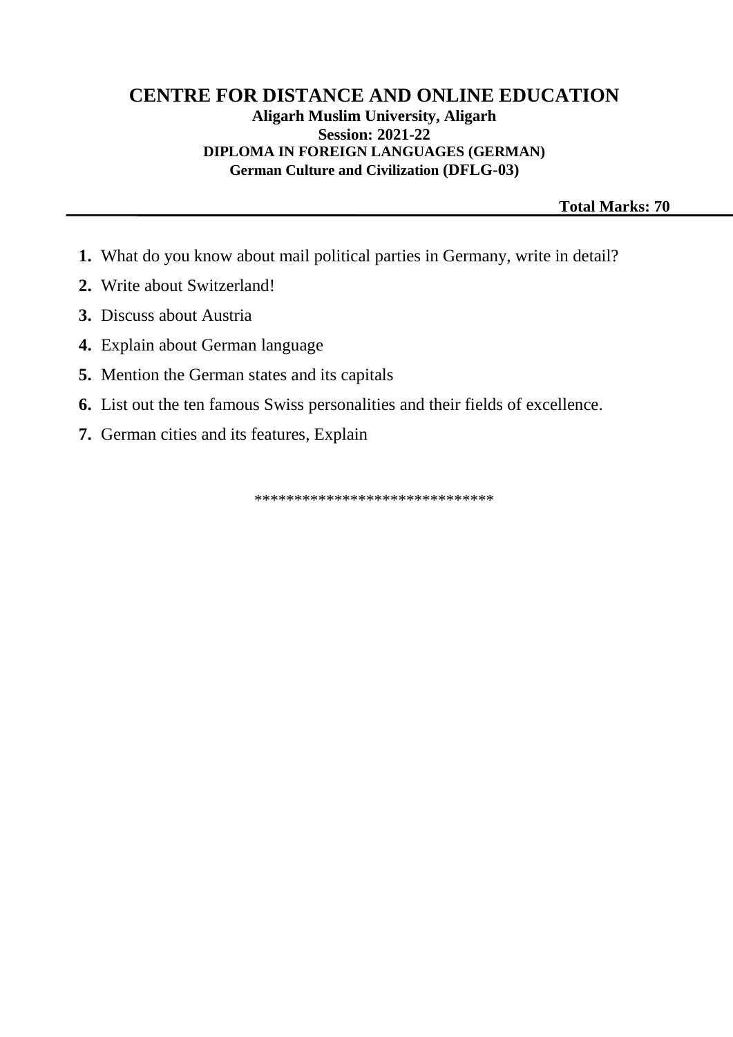# CENTRE FOR DISTANCE AND ONLINE EDUCATION

**Aligarh Muslim University, Aligarh**

**Session: 2021-22**

**DIPLOMA IN FOREIGN LANGUAGES (GERMAN)**

**German Culture and Civilization (DFLG-03)**

**Total Marks: 70**

---

1. What do you know about mail political parties in Germany, write in detail?
2. Write about Switzerland!
3. Discuss about Austria
4. Explain about German language
5. Mention the German states and its capitals
6. List out the ten famous Swiss personalities and their fields of excellence.
7. German cities and its features, Explain

*****************************